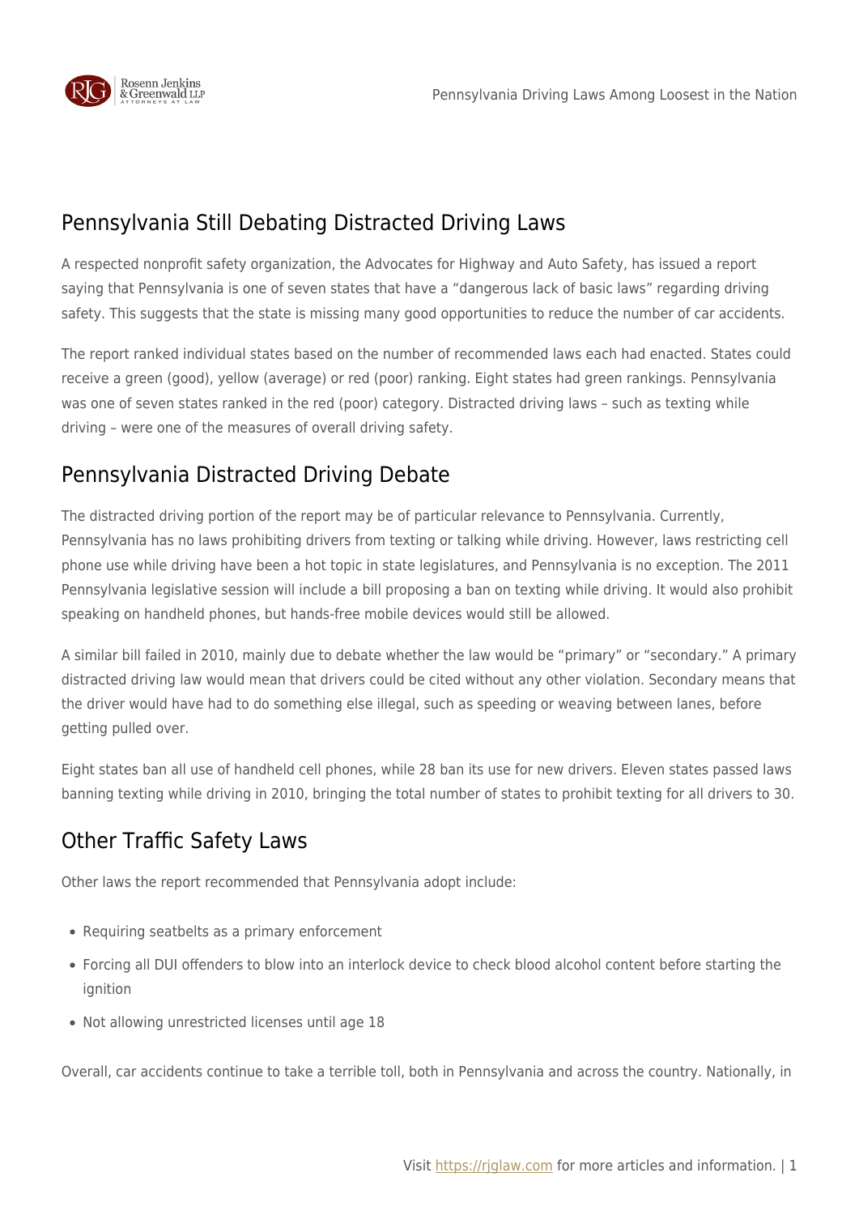## Pennsylvania Still Debating Distracted Driving Laws

A respected nonprofit safety organization, the Advocates for Highway and Auto Safety, has issued a report saying that Pennsylvania is one of seven states that have a "dangerous lack of basic laws" regarding driving safety. This suggests that the state is missing many good opportunities to reduce the number of car accidents.

The report ranked individual states based on the number of recommended laws each had enacted. States could receive a green (good), yellow (average) or red (poor) ranking. Eight states had green rankings. Pennsylvania was one of seven states ranked in the red (poor) category. Distracted driving laws – such as texting while driving – were one of the measures of overall driving safety.

## Pennsylvania Distracted Driving Debate

The distracted driving portion of the report may be of particular relevance to Pennsylvania. Currently, Pennsylvania has no laws prohibiting drivers from texting or talking while driving. However, laws restricting cell phone use while driving have been a hot topic in state legislatures, and Pennsylvania is no exception. The 2011 Pennsylvania legislative session will include a bill proposing a ban on texting while driving. It would also prohibit speaking on handheld phones, but hands-free mobile devices would still be allowed.

A similar bill failed in 2010, mainly due to debate whether the law would be "primary" or "secondary." A primary distracted driving law would mean that drivers could be cited without any other violation. Secondary means that the driver would have had to do something else illegal, such as speeding or weaving between lanes, before getting pulled over.

Eight states ban all use of handheld cell phones, while 28 ban its use for new drivers. Eleven states passed laws banning texting while driving in 2010, bringing the total number of states to prohibit texting for all drivers to 30.

## Other Traffic Safety Laws

Other laws the report recommended that Pennsylvania adopt include:

- Requiring seatbelts as a primary enforcement
- Forcing all DUI offenders to blow into an interlock device to check blood alcohol content before starting the ignition
- Not allowing unrestricted licenses until age 18

Overall, car accidents continue to take a terrible toll, both in Pennsylvania and across the country. Nationally, in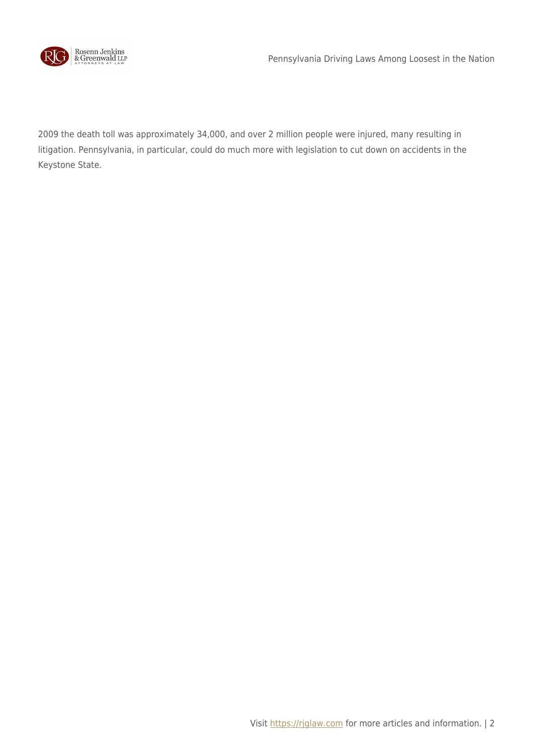2009 the death toll was approximately 34,000, and over 2 million people were injured, many resulting in litigation. Pennsylvania, in particular, could do much more with legislation to cut down on accidents in the Keystone State.